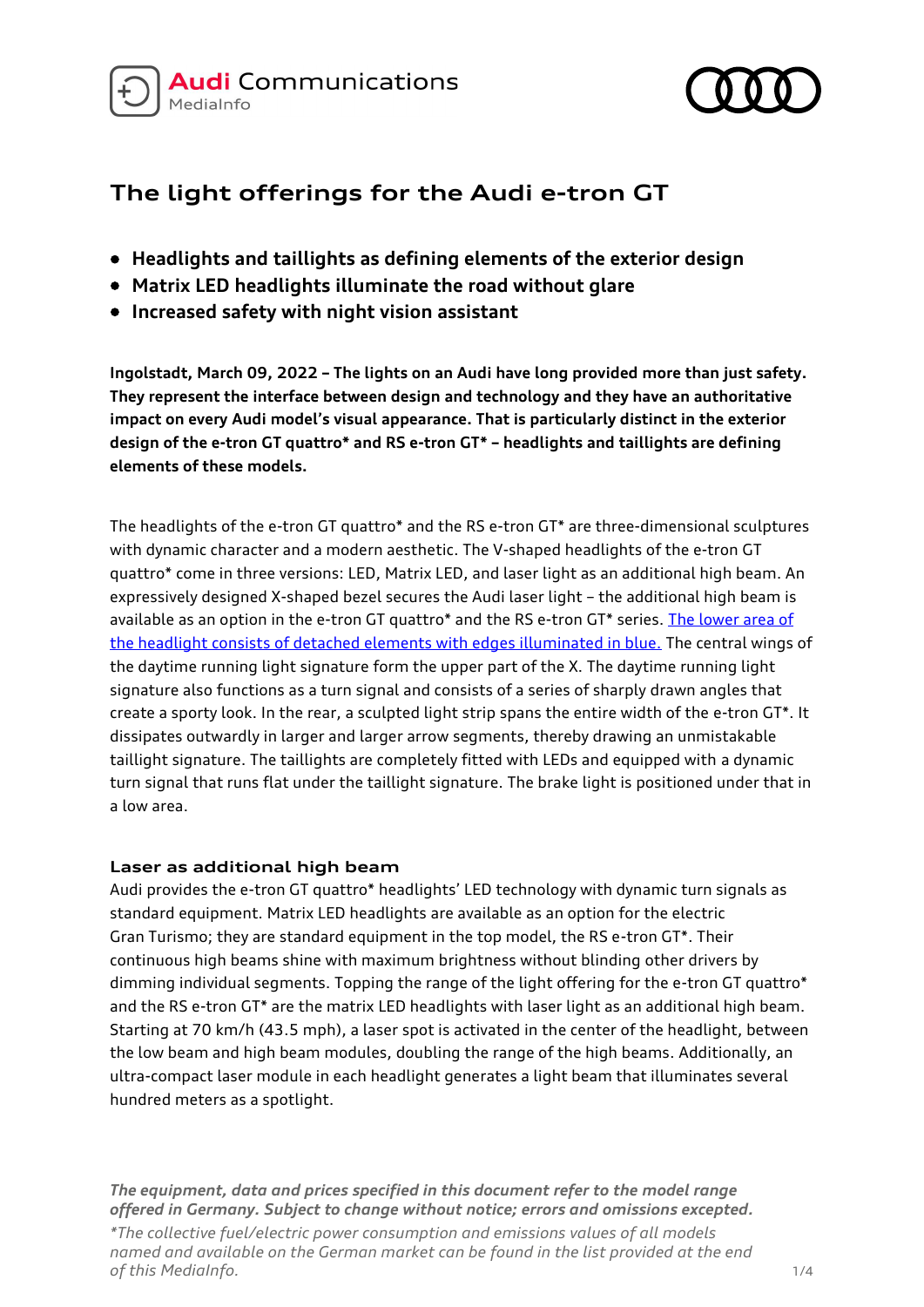# The light offerings for the Audi e-tron GT

- **Headlights and taillights as defining elements of the exterior design**
- **Matrix LED headlights illuminate the road without glare**
- **Increased safety with night vision assistant**

**Ingolstadt, March 09, 2022 – The lights on an Audi have long provided more than just safety. They represent the interface between design and technology and they have an authoritative impact on every Audi model's visual appearance. That is particularly distinct in the exterior design of the e-tron GT quattro* and RS e-tron GT* – headlights and taillights are defining elements of these models.**

The headlights of the e-tron GT quattro* and the RS e-tron GT* are three-dimensional sculptures with dynamic character and a modern aesthetic. The V-shaped headlights of the e-tron GT quattro* come in three versions: LED, Matrix LED, and laser light as an additional high beam. An expressively designed X-shaped bezel secures the Audi laser light – the additional high beam is available as an option in the e-tron GT quattro* and the RS e-tron GT* series. The lower area of the headlight consists of detached elements with edges illuminated in blue. The central wings of the daytime running light signature form the upper part of the X. The daytime running light signature also functions as a turn signal and consists of a series of sharply drawn angles that create a sporty look. In the rear, a sculpted light strip spans the entire width of the e-tron GT*. It dissipates outwardly in larger and larger arrow segments, thereby drawing an unmistakable taillight signature. The taillights are completely fitted with LEDs and equipped with a dynamic turn signal that runs flat under the taillight signature. The brake light is positioned under that in a low area.

### Laser as additional high beam

Audi provides the e-tron GT quattro* headlights' LED technology with dynamic turn signals as standard equipment. Matrix LED headlights are available as an option for the electric Gran Turismo; they are standard equipment in the top model, the RS e-tron GT*. Their continuous high beams shine with maximum brightness without blinding other drivers by dimming individual segments. Topping the range of the light offering for the e-tron GT quattro* and the RS e-tron GT* are the matrix LED headlights with laser light as an additional high beam. Starting at 70 km/h (43.5 mph), a laser spot is activated in the center of the headlight, between the low beam and high beam modules, doubling the range of the high beams. Additionally, an ultra-compact laser module in each headlight generates a light beam that illuminates several hundred meters as a spotlight.

***The equipment, data and prices specified in this document refer to the model range offered in Germany. Subject to change without notice; errors and omissions excepted.***

**The collective fuel/electric power consumption and emissions values of all models named and available on the German market can be found in the list provided at the end of this MediaInfo.*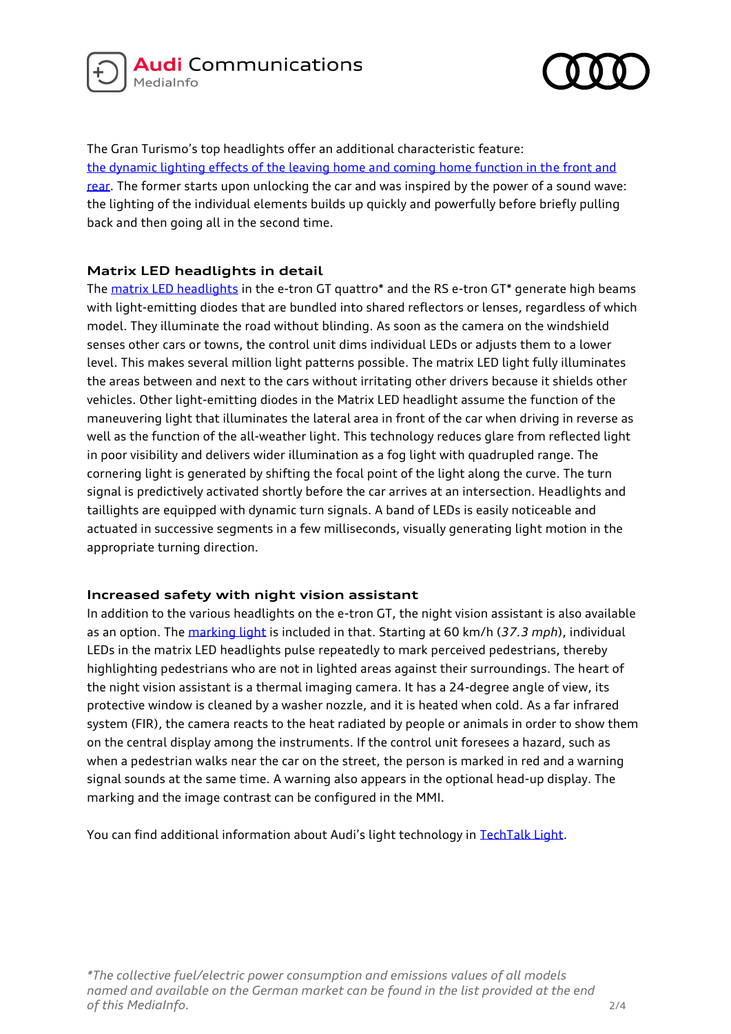The Gran Turismo's top headlights offer an additional characteristic feature: [the dynamic lighting effects of the leaving home and coming home function in the front and rear](). The former starts upon unlocking the car and was inspired by the power of a sound wave: the lighting of the individual elements builds up quickly and powerfully before briefly pulling back and then going all in the second time.

## Matrix LED headlights in detail

The [matrix LED headlights]() in the e-tron GT quattro* and the RS e-tron GT* generate high beams with light-emitting diodes that are bundled into shared reflectors or lenses, regardless of which model. They illuminate the road without blinding. As soon as the camera on the windshield senses other cars or towns, the control unit dims individual LEDs or adjusts them to a lower level. This makes several million light patterns possible. The matrix LED light fully illuminates the areas between and next to the cars without irritating other drivers because it shields other vehicles. Other light-emitting diodes in the Matrix LED headlight assume the function of the maneuvering light that illuminates the lateral area in front of the car when driving in reverse as well as the function of the all-weather light. This technology reduces glare from reflected light in poor visibility and delivers wider illumination as a fog light with quadrupled range. The cornering light is generated by shifting the focal point of the light along the curve. The turn signal is predictively activated shortly before the car arrives at an intersection. Headlights and taillights are equipped with dynamic turn signals. A band of LEDs is easily noticeable and actuated in successive segments in a few milliseconds, visually generating light motion in the appropriate turning direction.

## Increased safety with night vision assistant

In addition to the various headlights on the e-tron GT, the night vision assistant is also available as an option. The [marking light]() is included in that. Starting at 60 km/h (*37.3 mph*), individual LEDs in the matrix LED headlights pulse repeatedly to mark perceived pedestrians, thereby highlighting pedestrians who are not in lighted areas against their surroundings. The heart of the night vision assistant is a thermal imaging camera. It has a 24-degree angle of view, its protective window is cleaned by a washer nozzle, and it is heated when cold. As a far infrared system (FIR), the camera reacts to the heat radiated by people or animals in order to show them on the central display among the instruments. If the control unit foresees a hazard, such as when a pedestrian walks near the car on the street, the person is marked in red and a warning signal sounds at the same time. A warning also appears in the optional head-up display. The marking and the image contrast can be configured in the MMI.

You can find additional information about Audi's light technology in [TechTalk Light]().

*\*The collective fuel/electric power consumption and emissions values of all models named and available on the German market can be found in the list provided at the end of this MediaInfo.*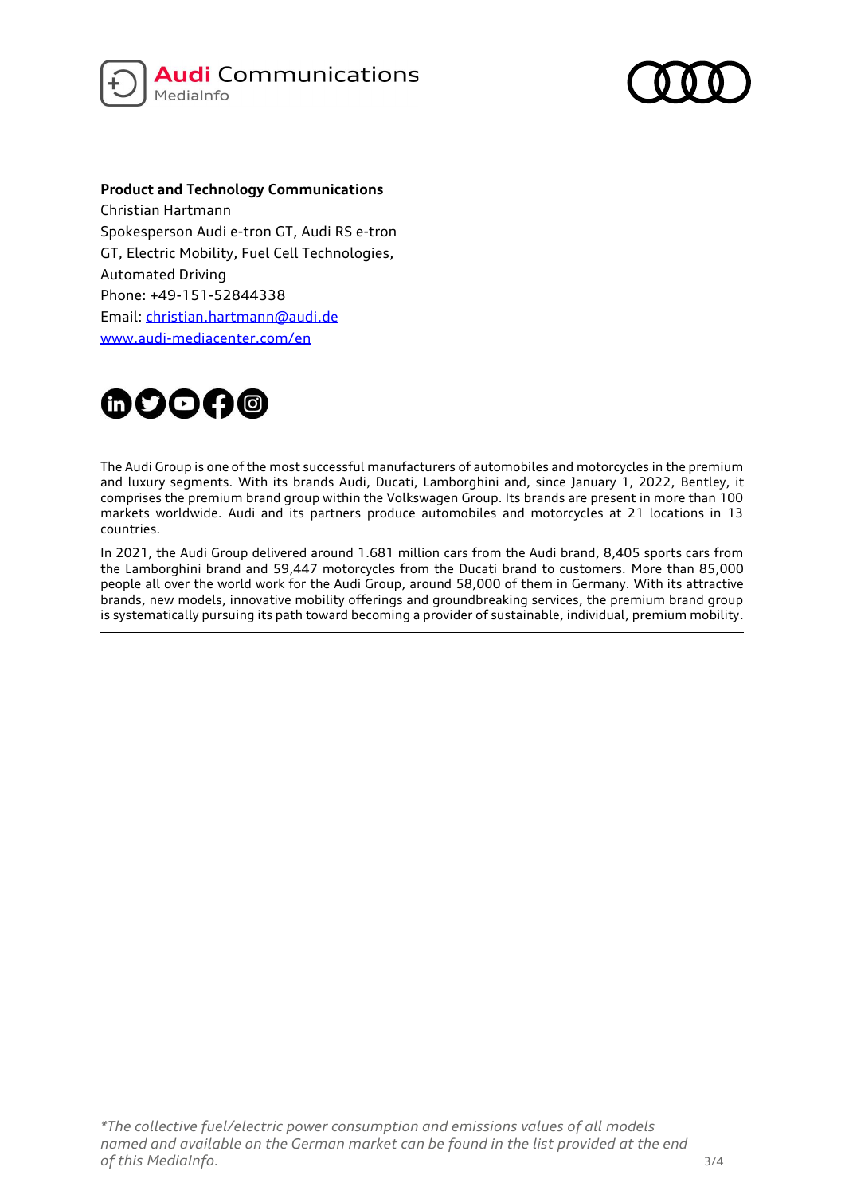**Product and Technology Communications**
Christian Hartmann
Spokesperson Audi e-tron GT, Audi RS e-tron GT, Electric Mobility, Fuel Cell Technologies, Automated Driving
Phone: +49-151-52844338
Email: [christian.hartmann@audi.de](mailto:christian.hartmann@audi.de)
[www.audi-mediacenter.com/en](http://www.audi-mediacenter.com/en)

---

The Audi Group is one of the most successful manufacturers of automobiles and motorcycles in the premium and luxury segments. With its brands Audi, Ducati, Lamborghini and, since January 1, 2022, Bentley, it comprises the premium brand group within the Volkswagen Group. Its brands are present in more than 100 markets worldwide. Audi and its partners produce automobiles and motorcycles at 21 locations in 13 countries.

In 2021, the Audi Group delivered around 1.681 million cars from the Audi brand, 8,405 sports cars from the Lamborghini brand and 59,447 motorcycles from the Ducati brand to customers. More than 85,000 people all over the world work for the Audi Group, around 58,000 of them in Germany. With its attractive brands, new models, innovative mobility offerings and groundbreaking services, the premium brand group is systematically pursuing its path toward becoming a provider of sustainable, individual, premium mobility.

---

*\*The collective fuel/electric power consumption and emissions values of all models named and available on the German market can be found in the list provided at the end of this MediaInfo.*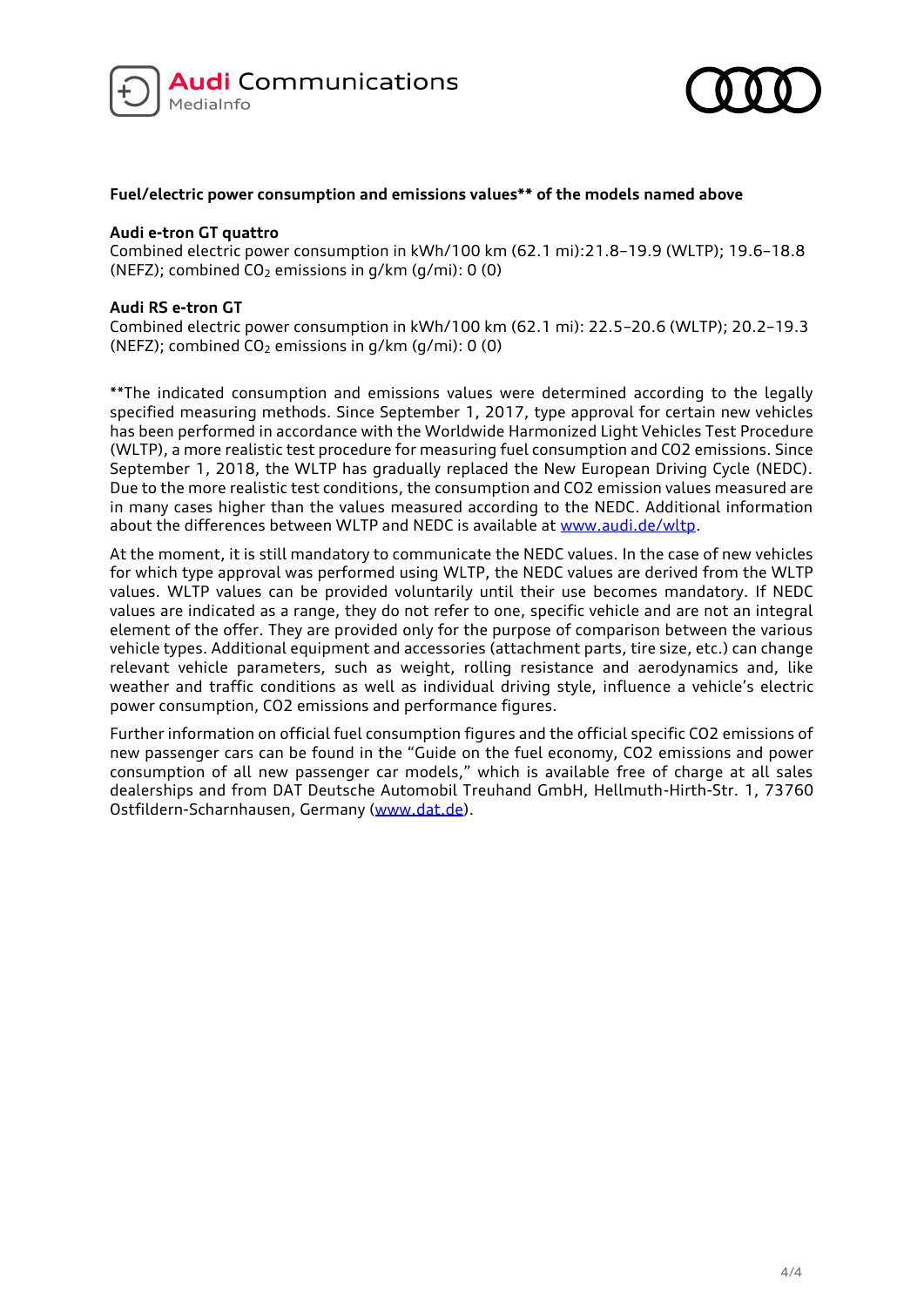**Fuel/electric power consumption and emissions values\*\* of the models named above**

**Audi e-tron GT quattro**
Combined electric power consumption in kWh/100 km (62.1 mi):21.8–19.9 (WLTP); 19.6–18.8 (NEFZ); combined $CO_2$ emissions in g/km (g/mi): 0 (0)

**Audi RS e-tron GT**
Combined electric power consumption in kWh/100 km (62.1 mi): 22.5–20.6 (WLTP); 20.2–19.3 (NEFZ); combined $CO_2$ emissions in g/km (g/mi): 0 (0)

**The indicated consumption and emissions values were determined according to the legally specified measuring methods. Since September 1, 2017, type approval for certain new vehicles has been performed in accordance with the Worldwide Harmonized Light Vehicles Test Procedure (WLTP), a more realistic test procedure for measuring fuel consumption and CO2 emissions. Since September 1, 2018, the WLTP has gradually replaced the New European Driving Cycle (NEDC). Due to the more realistic test conditions, the consumption and CO2 emission values measured are in many cases higher than the values measured according to the NEDC. Additional information about the differences between WLTP and NEDC is available at www.audi.de/wltp.

At the moment, it is still mandatory to communicate the NEDC values. In the case of new vehicles for which type approval was performed using WLTP, the NEDC values are derived from the WLTP values. WLTP values can be provided voluntarily until their use becomes mandatory. If NEDC values are indicated as a range, they do not refer to one, specific vehicle and are not an integral element of the offer. They are provided only for the purpose of comparison between the various vehicle types. Additional equipment and accessories (attachment parts, tire size, etc.) can change relevant vehicle parameters, such as weight, rolling resistance and aerodynamics and, like weather and traffic conditions as well as individual driving style, influence a vehicle's electric power consumption, CO2 emissions and performance figures.

Further information on official fuel consumption figures and the official specific CO2 emissions of new passenger cars can be found in the "Guide on the fuel economy, CO2 emissions and power consumption of all new passenger car models," which is available free of charge at all sales dealerships and from DAT Deutsche Automobil Treuhand GmbH, Hellmuth-Hirth-Str. 1, 73760 Ostfildern-Scharnhausen, Germany (www.dat.de).